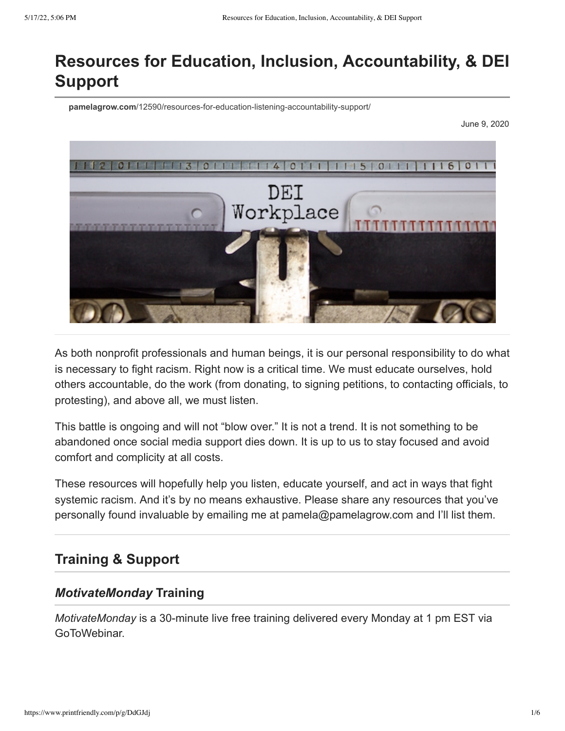# Resources for Education, Inclusion, Accountability, & DEI Support

**pamelagrow.com**/12590/resources-for-education-listening-accountability-support/

June 9, 2020

As both nonprofit professionals and human beings, it is our personal responsibility to do what is necessary to fight racism. Right now is a critical time. We must educate ourselves, hold others accountable, do the work (from donating, to signing petitions, to contacting officials, to protesting), and above all, we must listen.

This battle is ongoing and will not "blow over." It is not a trend. It is not something to be abandoned once social media support dies down. It is up to us to stay focused and avoid comfort and complicity at all costs.

These resources will hopefully help you listen, educate yourself, and act in ways that fight systemic racism. And it's by no means exhaustive. Please share any resources that you've personally found invaluable by emailing me at pamela@pamelagrow.com and I'll list them.

## Training & Support

### *MotivateMonday* Training

*MotivateMonday* is a 30-minute live free training delivered every Monday at 1 pm EST via GoToWebinar.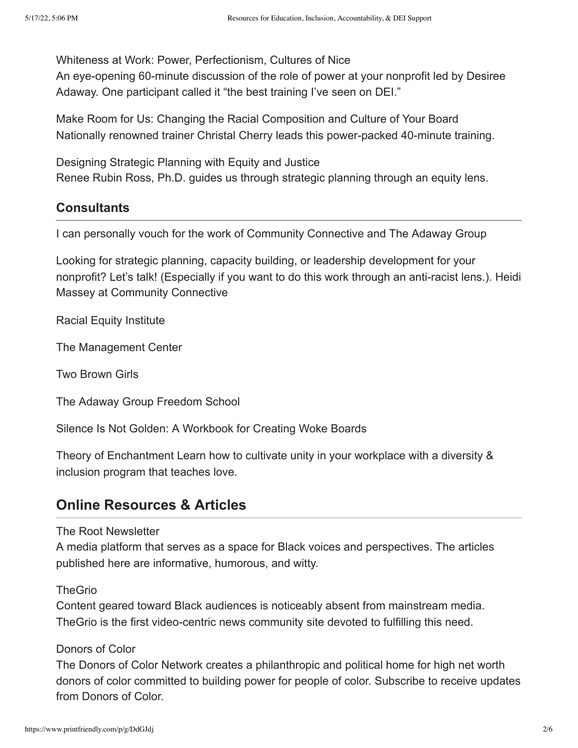Whiteness at Work: Power, Perfectionism, Cultures of Nice
An eye-opening 60-minute discussion of the role of power at your nonprofit led by Desiree Adaway. One participant called it "the best training I've seen on DEI."

Make Room for Us: Changing the Racial Composition and Culture of Your Board
Nationally renowned trainer Christal Cherry leads this power-packed 40-minute training.

Designing Strategic Planning with Equity and Justice
Renee Rubin Ross, Ph.D. guides us through strategic planning through an equity lens.

### Consultants

I can personally vouch for the work of Community Connective and The Adaway Group

Looking for strategic planning, capacity building, or leadership development for your nonprofit? Let's talk! (Especially if you want to do this work through an anti-racist lens.). Heidi Massey at Community Connective

Racial Equity Institute

The Management Center

Two Brown Girls

The Adaway Group Freedom School

Silence Is Not Golden: A Workbook for Creating Woke Boards

Theory of Enchantment Learn how to cultivate unity in your workplace with a diversity & inclusion program that teaches love.

## Online Resources & Articles

The Root Newsletter
A media platform that serves as a space for Black voices and perspectives. The articles published here are informative, humorous, and witty.

TheGrio
Content geared toward Black audiences is noticeably absent from mainstream media. TheGrio is the first video-centric news community site devoted to fulfilling this need.

Donors of Color
The Donors of Color Network creates a philanthropic and political home for high net worth donors of color committed to building power for people of color. Subscribe to receive updates from Donors of Color.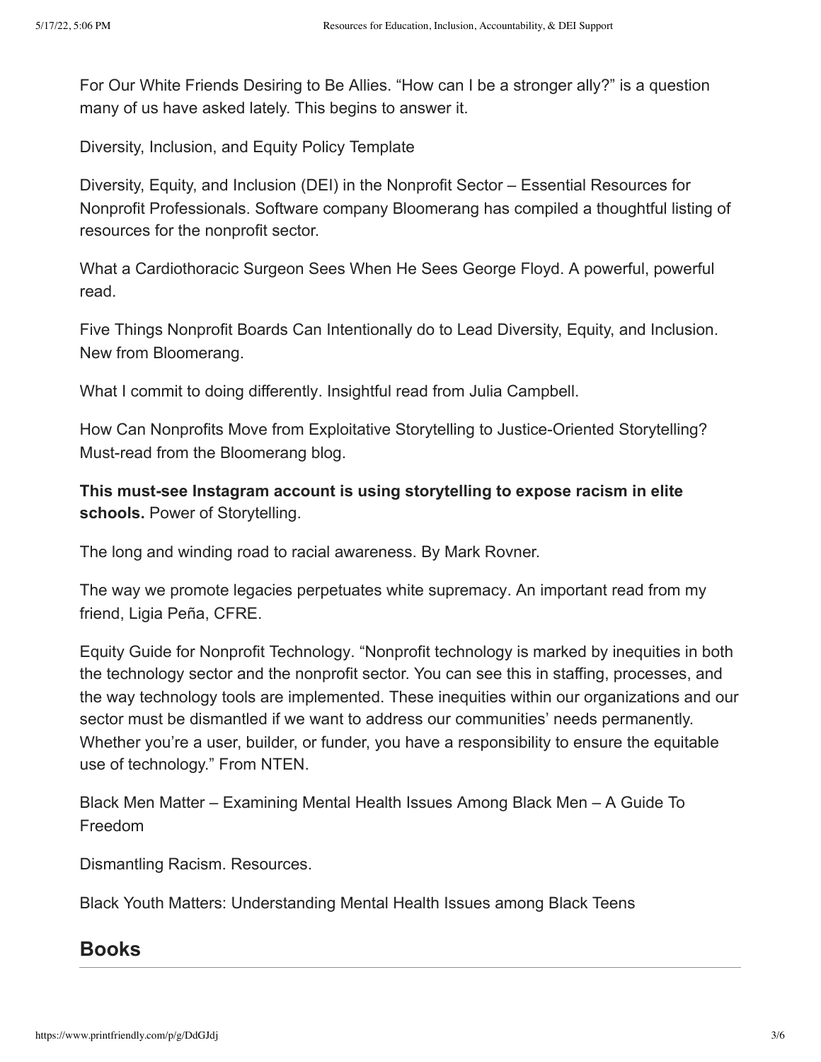For Our White Friends Desiring to Be Allies. "How can I be a stronger ally?" is a question many of us have asked lately. This begins to answer it.

Diversity, Inclusion, and Equity Policy Template

Diversity, Equity, and Inclusion (DEI) in the Nonprofit Sector – Essential Resources for Nonprofit Professionals. Software company Bloomerang has compiled a thoughtful listing of resources for the nonprofit sector.

What a Cardiothoracic Surgeon Sees When He Sees George Floyd. A powerful, powerful read.

Five Things Nonprofit Boards Can Intentionally do to Lead Diversity, Equity, and Inclusion. New from Bloomerang.

What I commit to doing differently. Insightful read from Julia Campbell.

How Can Nonprofits Move from Exploitative Storytelling to Justice-Oriented Storytelling? Must-read from the Bloomerang blog.

**This must-see Instagram account is using storytelling to expose racism in elite schools.** Power of Storytelling.

The long and winding road to racial awareness. By Mark Rovner.

The way we promote legacies perpetuates white supremacy. An important read from my friend, Ligia Peña, CFRE.

Equity Guide for Nonprofit Technology. "Nonprofit technology is marked by inequities in both the technology sector and the nonprofit sector. You can see this in staffing, processes, and the way technology tools are implemented. These inequities within our organizations and our sector must be dismantled if we want to address our communities' needs permanently. Whether you're a user, builder, or funder, you have a responsibility to ensure the equitable use of technology." From NTEN.

Black Men Matter – Examining Mental Health Issues Among Black Men – A Guide To Freedom

Dismantling Racism. Resources.

Black Youth Matters: Understanding Mental Health Issues among Black Teens

## Books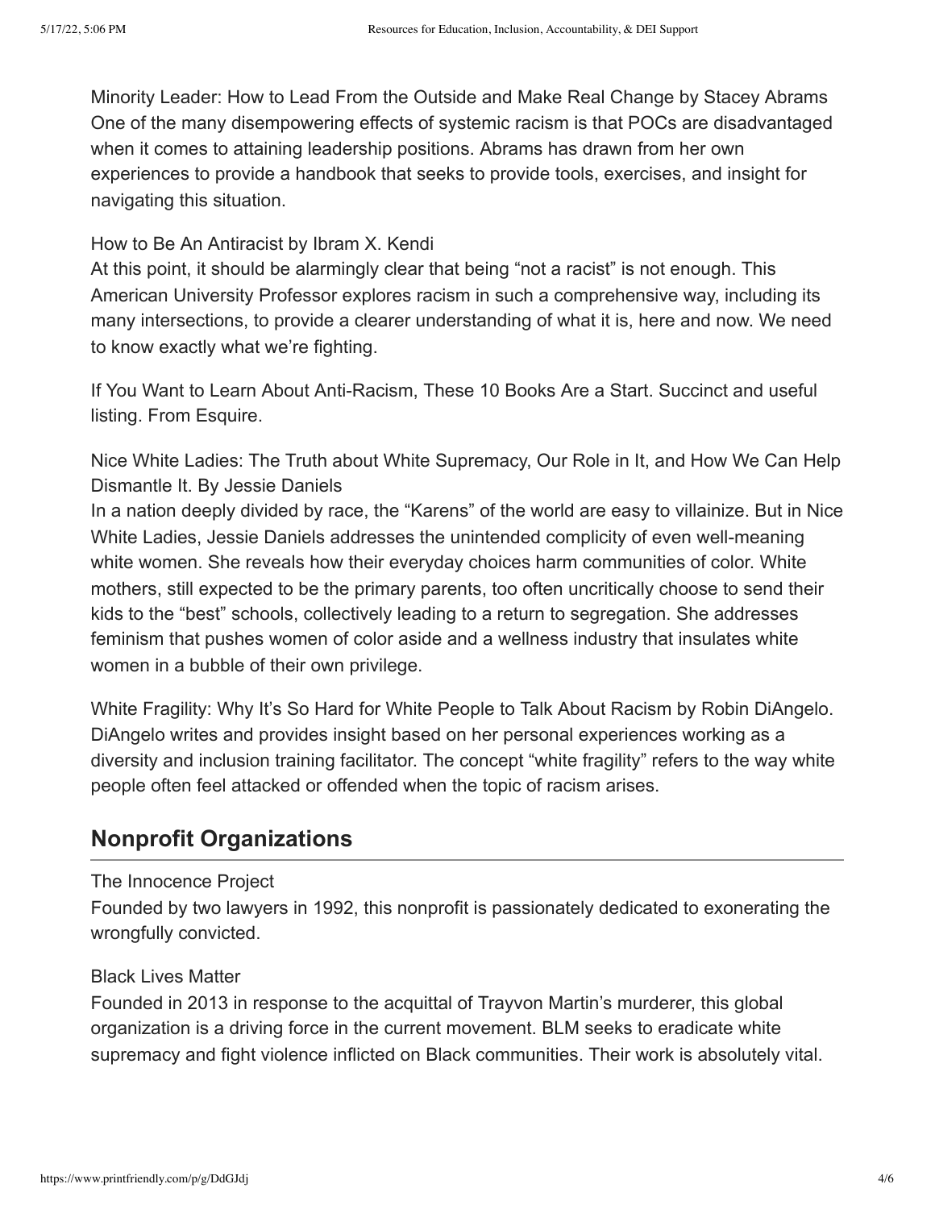Minority Leader: How to Lead From the Outside and Make Real Change by Stacey Abrams
One of the many disempowering effects of systemic racism is that POCs are disadvantaged when it comes to attaining leadership positions. Abrams has drawn from her own experiences to provide a handbook that seeks to provide tools, exercises, and insight for navigating this situation.

How to Be An Antiracist by Ibram X. Kendi
At this point, it should be alarmingly clear that being "not a racist" is not enough. This American University Professor explores racism in such a comprehensive way, including its many intersections, to provide a clearer understanding of what it is, here and now. We need to know exactly what we're fighting.

If You Want to Learn About Anti-Racism, These 10 Books Are a Start. Succinct and useful listing. From Esquire.

Nice White Ladies: The Truth about White Supremacy, Our Role in It, and How We Can Help Dismantle It. By Jessie Daniels
In a nation deeply divided by race, the "Karens" of the world are easy to villainize. But in Nice White Ladies, Jessie Daniels addresses the unintended complicity of even well-meaning white women. She reveals how their everyday choices harm communities of color. White mothers, still expected to be the primary parents, too often uncritically choose to send their kids to the "best" schools, collectively leading to a return to segregation. She addresses feminism that pushes women of color aside and a wellness industry that insulates white women in a bubble of their own privilege.

White Fragility: Why It's So Hard for White People to Talk About Racism by Robin DiAngelo.
DiAngelo writes and provides insight based on her personal experiences working as a diversity and inclusion training facilitator. The concept "white fragility" refers to the way white people often feel attacked or offended when the topic of racism arises.

## Nonprofit Organizations

The Innocence Project
Founded by two lawyers in 1992, this nonprofit is passionately dedicated to exonerating the wrongfully convicted.

Black Lives Matter
Founded in 2013 in response to the acquittal of Trayvon Martin's murderer, this global organization is a driving force in the current movement. BLM seeks to eradicate white supremacy and fight violence inflicted on Black communities. Their work is absolutely vital.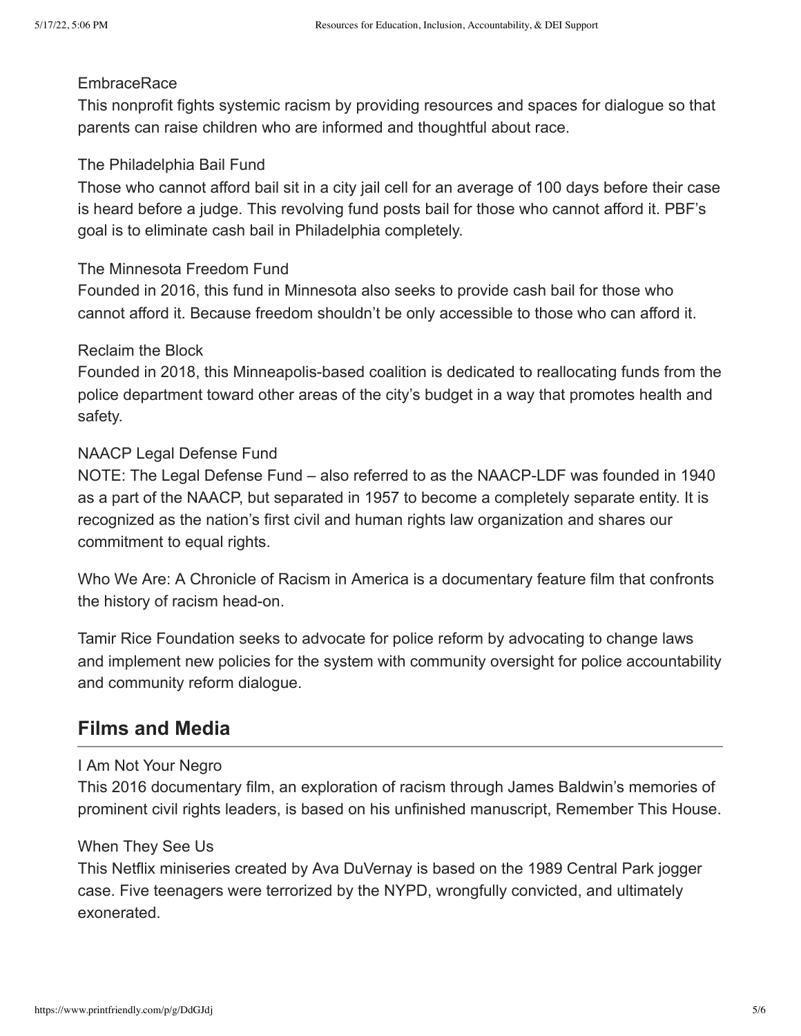EmbraceRace

This nonprofit fights systemic racism by providing resources and spaces for dialogue so that parents can raise children who are informed and thoughtful about race.

The Philadelphia Bail Fund

Those who cannot afford bail sit in a city jail cell for an average of 100 days before their case is heard before a judge. This revolving fund posts bail for those who cannot afford it. PBF's goal is to eliminate cash bail in Philadelphia completely.

The Minnesota Freedom Fund

Founded in 2016, this fund in Minnesota also seeks to provide cash bail for those who cannot afford it. Because freedom shouldn't be only accessible to those who can afford it.

Reclaim the Block

Founded in 2018, this Minneapolis-based coalition is dedicated to reallocating funds from the police department toward other areas of the city's budget in a way that promotes health and safety.

NAACP Legal Defense Fund

NOTE: The Legal Defense Fund – also referred to as the NAACP-LDF was founded in 1940 as a part of the NAACP, but separated in 1957 to become a completely separate entity. It is recognized as the nation's first civil and human rights law organization and shares our commitment to equal rights.

Who We Are: A Chronicle of Racism in America is a documentary feature film that confronts the history of racism head-on.

Tamir Rice Foundation seeks to advocate for police reform by advocating to change laws and implement new policies for the system with community oversight for police accountability and community reform dialogue.

## Films and Media

I Am Not Your Negro

This 2016 documentary film, an exploration of racism through James Baldwin's memories of prominent civil rights leaders, is based on his unfinished manuscript, Remember This House.

When They See Us

This Netflix miniseries created by Ava DuVernay is based on the 1989 Central Park jogger case. Five teenagers were terrorized by the NYPD, wrongfully convicted, and ultimately exonerated.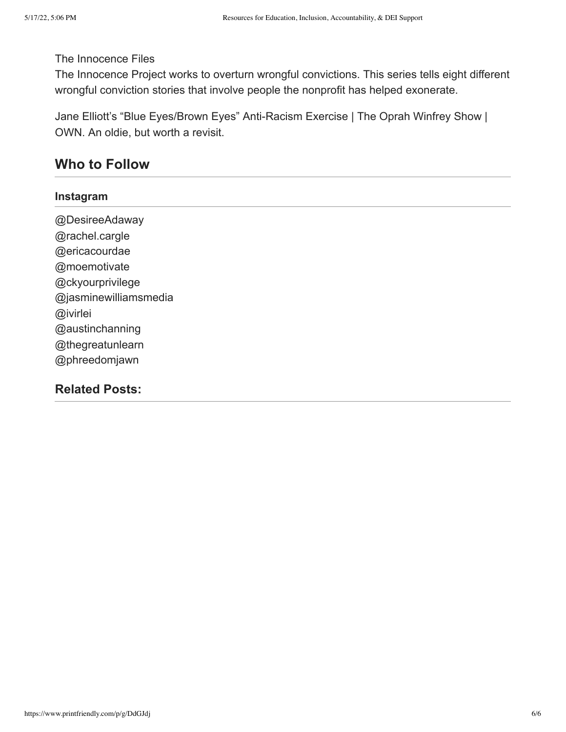The Innocence Files

The Innocence Project works to overturn wrongful convictions. This series tells eight different wrongful conviction stories that involve people the nonprofit has helped exonerate.

Jane Elliott's "Blue Eyes/Brown Eyes" Anti-Racism Exercise | The Oprah Winfrey Show | OWN. An oldie, but worth a revisit.

## Who to Follow

### Instagram

@DesireeAdaway
@rachel.cargle
@ericacourdae
@moemotivate
@ckyourprivilege
@jasminewilliamsmedia
@ivirlei
@austinchanning
@thegreatunlearn
@phreedomjawn

## Related Posts: